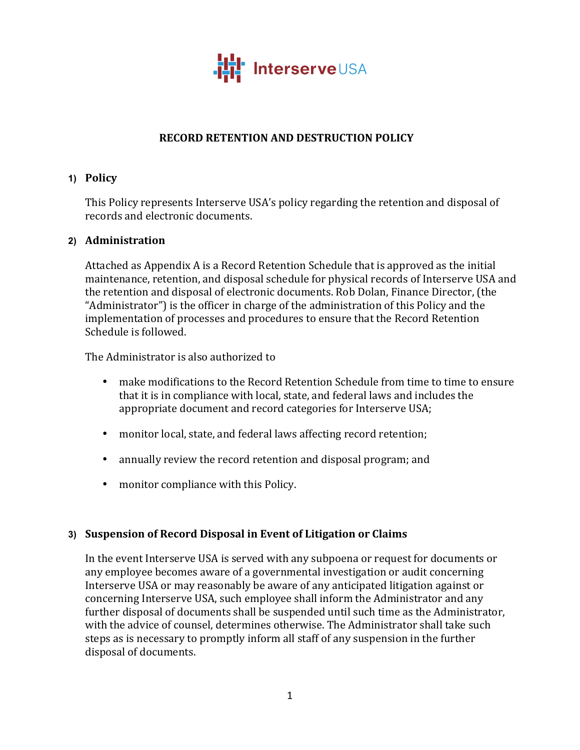InterserveUSA

# RECORD RETENTION AND DESTRUCTION POLICY

## 1) Policy

This Policy represents Interserve USA's policy regarding the retention and disposal of records and electronic documents.

## 2) Administration

Attached as Appendix A is a Record Retention Schedule that is approved as the initial maintenance, retention, and disposal schedule for physical records of Interserve USA and the retention and disposal of electronic documents. Rob Dolan, Finance Director, (the "Administrator") is the officer in charge of the administration of this Policy and the implementation of processes and procedures to ensure that the Record Retention Schedule is followed.

The Administrator is also authorized to

- make modifications to the Record Retention Schedule from time to time to ensure that it is in compliance with local, state, and federal laws and includes the appropriate document and record categories for Interserve USA;
- monitor local, state, and federal laws affecting record retention;
- annually review the record retention and disposal program; and
- monitor compliance with this Policy.

## 3) Suspension of Record Disposal in Event of Litigation or Claims

In the event Interserve USA is served with any subpoena or request for documents or any employee becomes aware of a governmental investigation or audit concerning Interserve USA or may reasonably be aware of any anticipated litigation against or concerning Interserve USA, such employee shall inform the Administrator and any further disposal of documents shall be suspended until such time as the Administrator, with the advice of counsel, determines otherwise. The Administrator shall take such steps as is necessary to promptly inform all staff of any suspension in the further disposal of documents.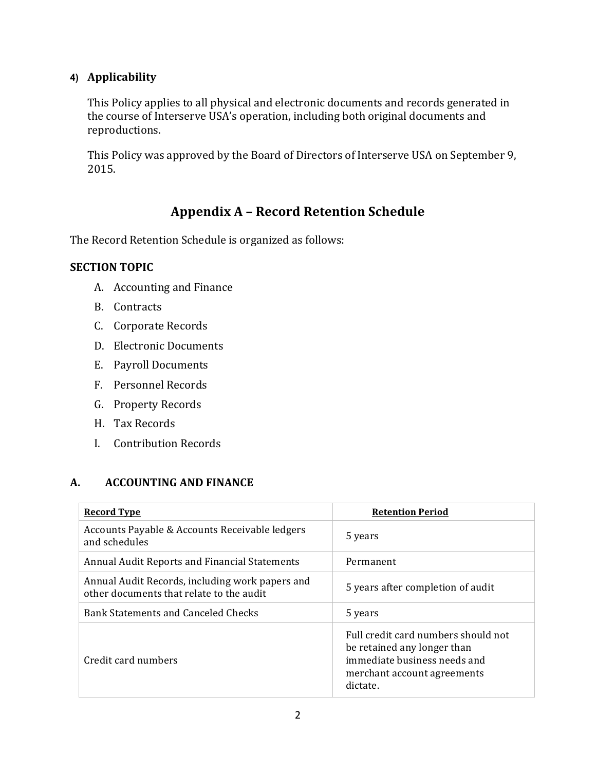#### 4) Applicability

This Policy applies to all physical and electronic documents and records generated in the course of Interserve USA's operation, including both original documents and reproductions.

This Policy was approved by the Board of Directors of Interserve USA on September 9, 2015.

## Appendix A – Record Retention Schedule

The Record Retention Schedule is organized as follows:

**SECTION TOPIC**

A. Accounting and Finance
B. Contracts
C. Corporate Records
D. Electronic Documents
E. Payroll Documents
F. Personnel Records
G. Property Records
H. Tax Records
I. Contribution Records

### A. ACCOUNTING AND FINANCE

| Record Type | Retention Period |
|---|---|
| Accounts Payable & Accounts Receivable ledgers and schedules | 5 years |
| Annual Audit Reports and Financial Statements | Permanent |
| Annual Audit Records, including work papers and other documents that relate to the audit | 5 years after completion of audit |
| Bank Statements and Canceled Checks | 5 years |
| Credit card numbers | Full credit card numbers should not be retained any longer than immediate business needs and merchant account agreements dictate. |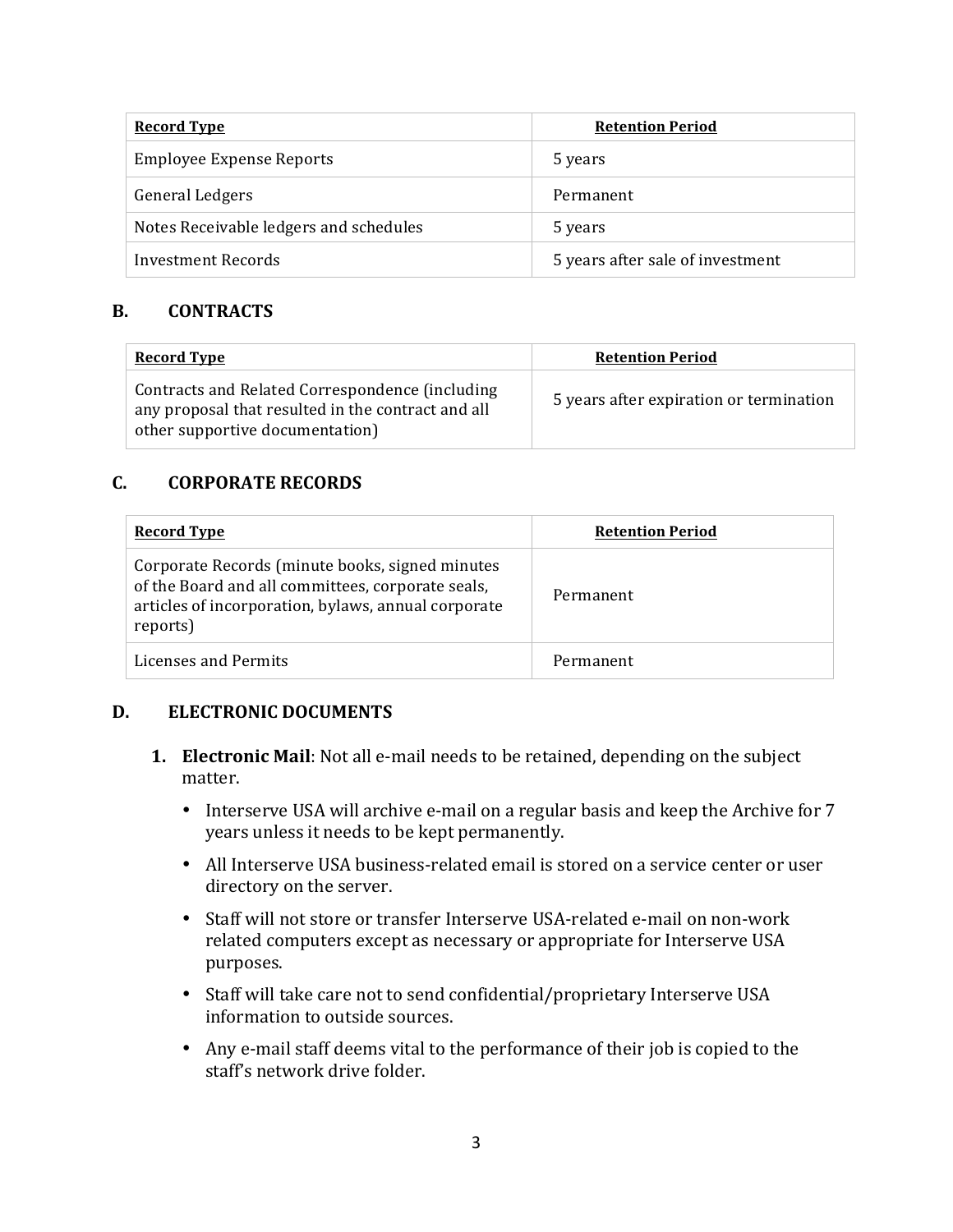| Record Type | Retention Period |
|---|---|
| Employee Expense Reports | 5 years |
| General Ledgers | Permanent |
| Notes Receivable ledgers and schedules | 5 years |
| Investment Records | 5 years after sale of investment |

## B. CONTRACTS

| Record Type | Retention Period |
|---|---|
| Contracts and Related Correspondence (including any proposal that resulted in the contract and all other supportive documentation) | 5 years after expiration or termination |

## C. CORPORATE RECORDS

| Record Type | Retention Period |
|---|---|
| Corporate Records (minute books, signed minutes of the Board and all committees, corporate seals, articles of incorporation, bylaws, annual corporate reports) | Permanent |
| Licenses and Permits | Permanent |

## D. ELECTRONIC DOCUMENTS

1. **Electronic Mail**: Not all e-mail needs to be retained, depending on the subject matter.
   - Interserve USA will archive e-mail on a regular basis and keep the Archive for 7 years unless it needs to be kept permanently.
   - All Interserve USA business-related email is stored on a service center or user directory on the server.
   - Staff will not store or transfer Interserve USA-related e-mail on non-work related computers except as necessary or appropriate for Interserve USA purposes.
   - Staff will take care not to send confidential/proprietary Interserve USA information to outside sources.
   - Any e-mail staff deems vital to the performance of their job is copied to the staff's network drive folder.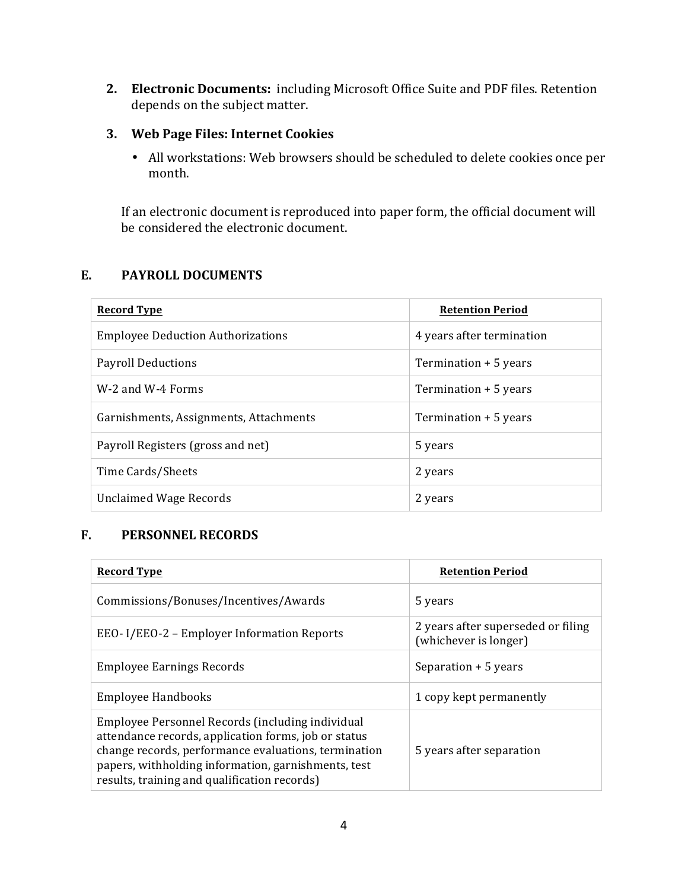2. **Electronic Documents:** including Microsoft Office Suite and PDF files. Retention depends on the subject matter.

3. **Web Page Files: Internet Cookies**

   - All workstations: Web browsers should be scheduled to delete cookies once per month.

   If an electronic document is reproduced into paper form, the official document will be considered the electronic document.

## E. PAYROLL DOCUMENTS

| Record Type | Retention Period |
| --- | --- |
| Employee Deduction Authorizations | 4 years after termination |
| Payroll Deductions | Termination + 5 years |
| W-2 and W-4 Forms | Termination + 5 years |
| Garnishments, Assignments, Attachments | Termination + 5 years |
| Payroll Registers (gross and net) | 5 years |
| Time Cards/Sheets | 2 years |
| Unclaimed Wage Records | 2 years |

## F. PERSONNEL RECORDS

| Record Type | Retention Period |
| --- | --- |
| Commissions/Bonuses/Incentives/Awards | 5 years |
| EEO- I/EEO-2 – Employer Information Reports | 2 years after superseded or filing (whichever is longer) |
| Employee Earnings Records | Separation + 5 years |
| Employee Handbooks | 1 copy kept permanently |
| Employee Personnel Records (including individual attendance records, application forms, job or status change records, performance evaluations, termination papers, withholding information, garnishments, test results, training and qualification records) | 5 years after separation |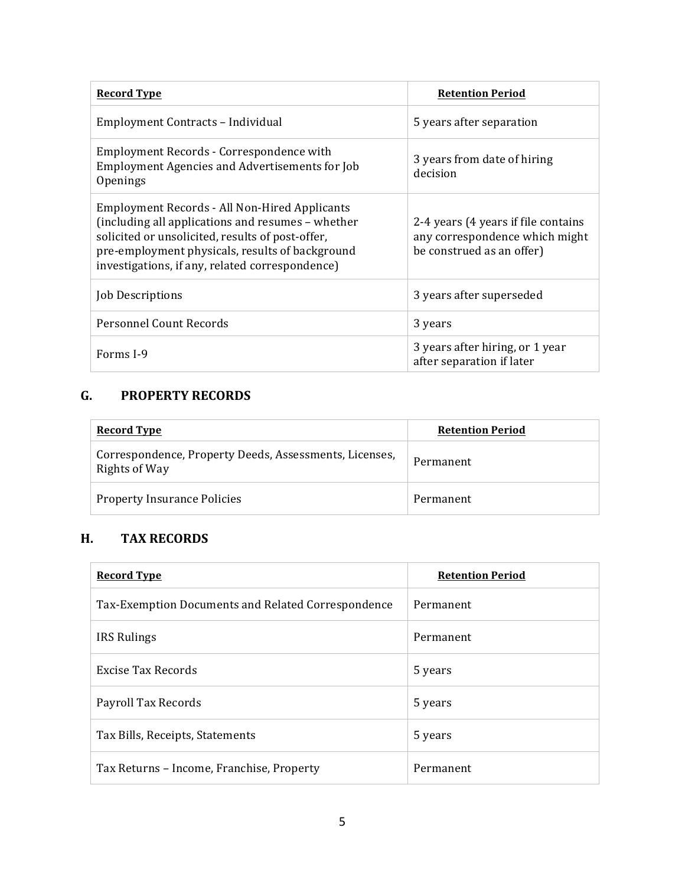| Record Type | Retention Period |
|---|---|
| Employment Contracts – Individual | 5 years after separation |
| Employment Records - Correspondence with Employment Agencies and Advertisements for Job Openings | 3 years from date of hiring decision |
| Employment Records - All Non-Hired Applicants (including all applications and resumes – whether solicited or unsolicited, results of post-offer, pre-employment physicals, results of background investigations, if any, related correspondence) | 2-4 years (4 years if file contains any correspondence which might be construed as an offer) |
| Job Descriptions | 3 years after superseded |
| Personnel Count Records | 3 years |
| Forms I-9 | 3 years after hiring, or 1 year after separation if later |

## G. PROPERTY RECORDS

| Record Type | Retention Period |
|---|---|
| Correspondence, Property Deeds, Assessments, Licenses, Rights of Way | Permanent |
| Property Insurance Policies | Permanent |

## H. TAX RECORDS

| Record Type | Retention Period |
|---|---|
| Tax-Exemption Documents and Related Correspondence | Permanent |
| IRS Rulings | Permanent |
| Excise Tax Records | 5 years |
| Payroll Tax Records | 5 years |
| Tax Bills, Receipts, Statements | 5 years |
| Tax Returns – Income, Franchise, Property | Permanent |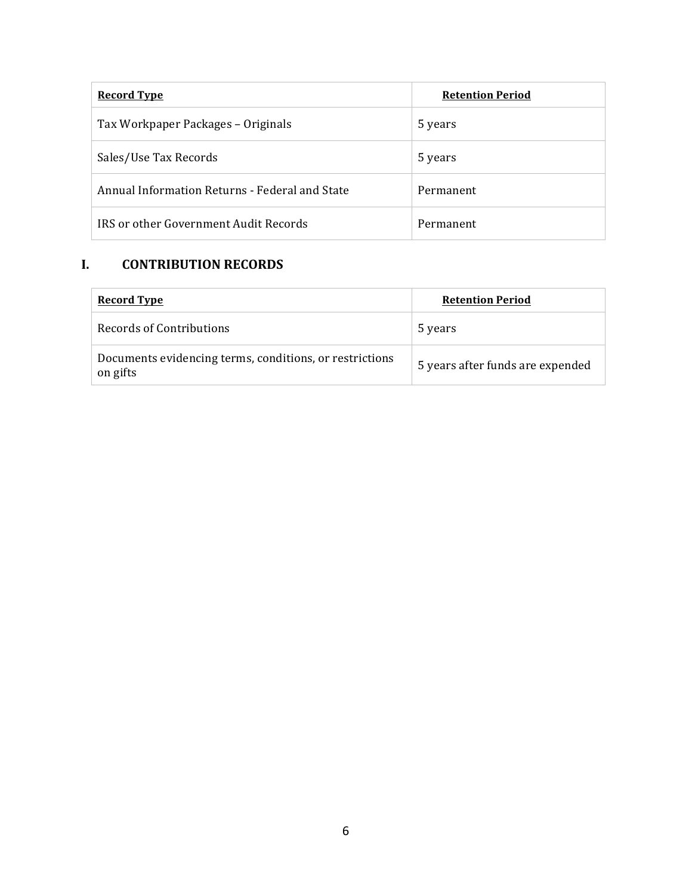| Record Type | Retention Period |
| --- | --- |
| Tax Workpaper Packages – Originals | 5 years |
| Sales/Use Tax Records | 5 years |
| Annual Information Returns - Federal and State | Permanent |
| IRS or other Government Audit Records | Permanent |

## I. CONTRIBUTION RECORDS

| Record Type | Retention Period |
| --- | --- |
| Records of Contributions | 5 years |
| Documents evidencing terms, conditions, or restrictions on gifts | 5 years after funds are expended |